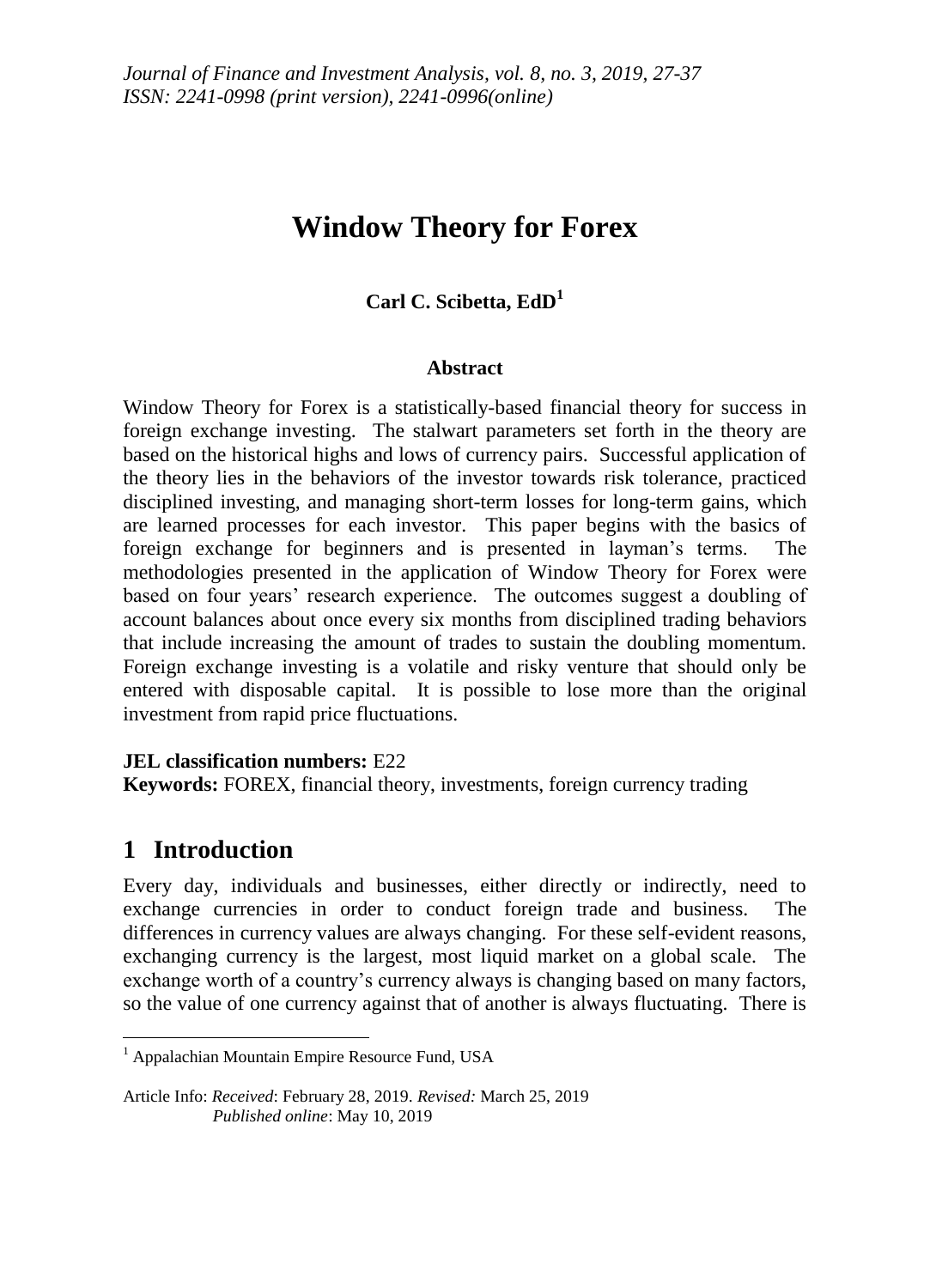*Journal of Finance and Investment Analysis, vol. 8, no. 3, 2019, 27-37*
*ISSN: 2241-0998 (print version), 2241-0996(online)*

# Window Theory for Forex

**Carl C. Scibetta, EdD**[1]

### Abstract

Window Theory for Forex is a statistically-based financial theory for success in foreign exchange investing. The stalwart parameters set forth in the theory are based on the historical highs and lows of currency pairs. Successful application of the theory lies in the behaviors of the investor towards risk tolerance, practiced disciplined investing, and managing short-term losses for long-term gains, which are learned processes for each investor. This paper begins with the basics of foreign exchange for beginners and is presented in layman's terms. The methodologies presented in the application of Window Theory for Forex were based on four years' research experience. The outcomes suggest a doubling of account balances about once every six months from disciplined trading behaviors that include increasing the amount of trades to sustain the doubling momentum. Foreign exchange investing is a volatile and risky venture that should only be entered with disposable capital. It is possible to lose more than the original investment from rapid price fluctuations.

**JEL classification numbers:** E22
**Keywords:** FOREX, financial theory, investments, foreign currency trading

## 1 Introduction

Every day, individuals and businesses, either directly or indirectly, need to exchange currencies in order to conduct foreign trade and business. The differences in currency values are always changing. For these self-evident reasons, exchanging currency is the largest, most liquid market on a global scale. The exchange worth of a country's currency always is changing based on many factors, so the value of one currency against that of another is always fluctuating. There is

---

[1] Appalachian Mountain Empire Resource Fund, USA

Article Info: *Received*: February 28, 2019. *Revised:* March 25, 2019
*Published online*: May 10, 2019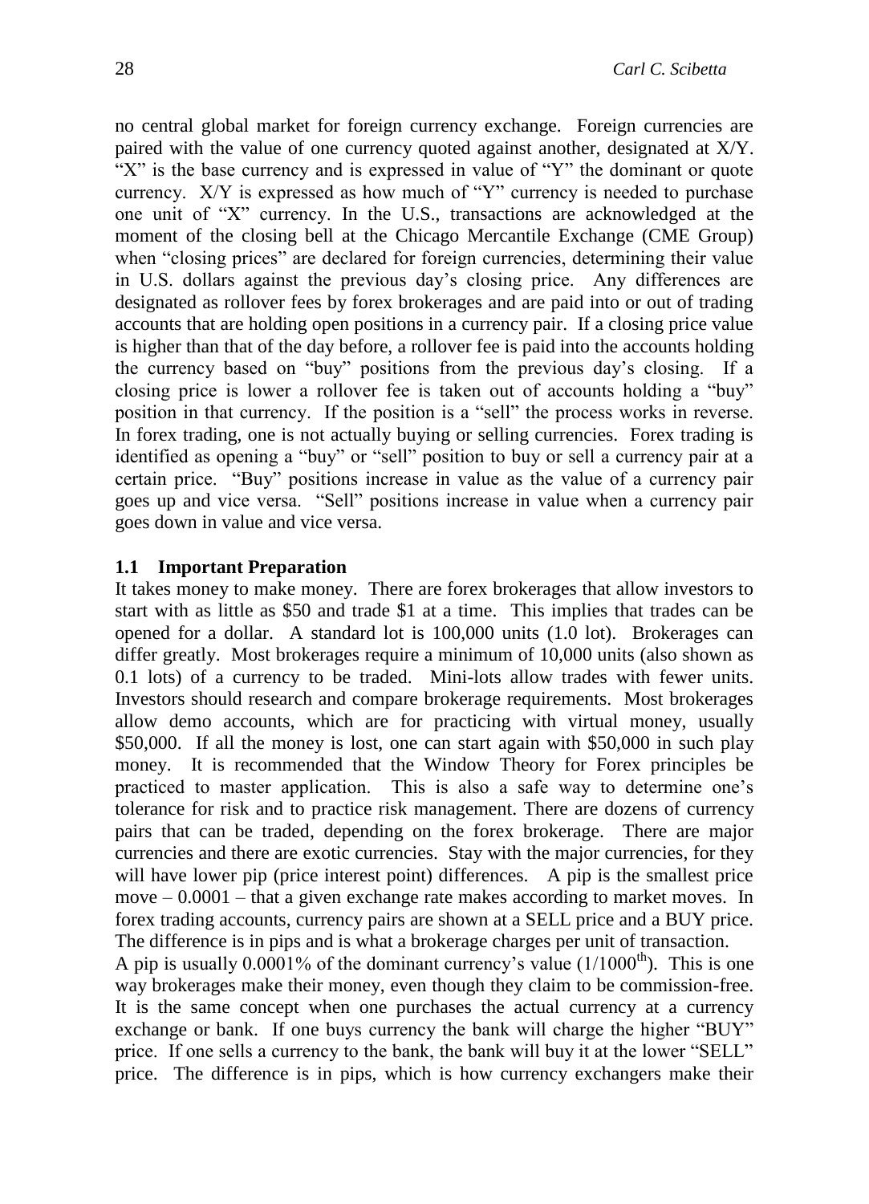no central global market for foreign currency exchange. Foreign currencies are paired with the value of one currency quoted against another, designated at X/Y. "X" is the base currency and is expressed in value of "Y" the dominant or quote currency. X/Y is expressed as how much of "Y" currency is needed to purchase one unit of "X" currency. In the U.S., transactions are acknowledged at the moment of the closing bell at the Chicago Mercantile Exchange (CME Group) when "closing prices" are declared for foreign currencies, determining their value in U.S. dollars against the previous day's closing price. Any differences are designated as rollover fees by forex brokerages and are paid into or out of trading accounts that are holding open positions in a currency pair. If a closing price value is higher than that of the day before, a rollover fee is paid into the accounts holding the currency based on "buy" positions from the previous day's closing. If a closing price is lower a rollover fee is taken out of accounts holding a "buy" position in that currency. If the position is a "sell" the process works in reverse. In forex trading, one is not actually buying or selling currencies. Forex trading is identified as opening a "buy" or "sell" position to buy or sell a currency pair at a certain price. "Buy" positions increase in value as the value of a currency pair goes up and vice versa. "Sell" positions increase in value when a currency pair goes down in value and vice versa.

## 1.1 Important Preparation

It takes money to make money. There are forex brokerages that allow investors to start with as little as $50 and trade $1 at a time. This implies that trades can be opened for a dollar. A standard lot is 100,000 units (1.0 lot). Brokerages can differ greatly. Most brokerages require a minimum of 10,000 units (also shown as 0.1 lots) of a currency to be traded. Mini-lots allow trades with fewer units. Investors should research and compare brokerage requirements. Most brokerages allow demo accounts, which are for practicing with virtual money, usually $50,000. If all the money is lost, one can start again with $50,000 in such play money. It is recommended that the Window Theory for Forex principles be practiced to master application. This is also a safe way to determine one's tolerance for risk and to practice risk management. There are dozens of currency pairs that can be traded, depending on the forex brokerage. There are major currencies and there are exotic currencies. Stay with the major currencies, for they will have lower pip (price interest point) differences. A pip is the smallest price move – 0.0001 – that a given exchange rate makes according to market moves. In forex trading accounts, currency pairs are shown at a SELL price and a BUY price. The difference is in pips and is what a brokerage charges per unit of transaction.
A pip is usually 0.0001% of the dominant currency's value ($1/1000^{th}$). This is one way brokerages make their money, even though they claim to be commission-free. It is the same concept when one purchases the actual currency at a currency exchange or bank. If one buys currency the bank will charge the higher "BUY" price. If one sells a currency to the bank, the bank will buy it at the lower "SELL" price. The difference is in pips, which is how currency exchangers make their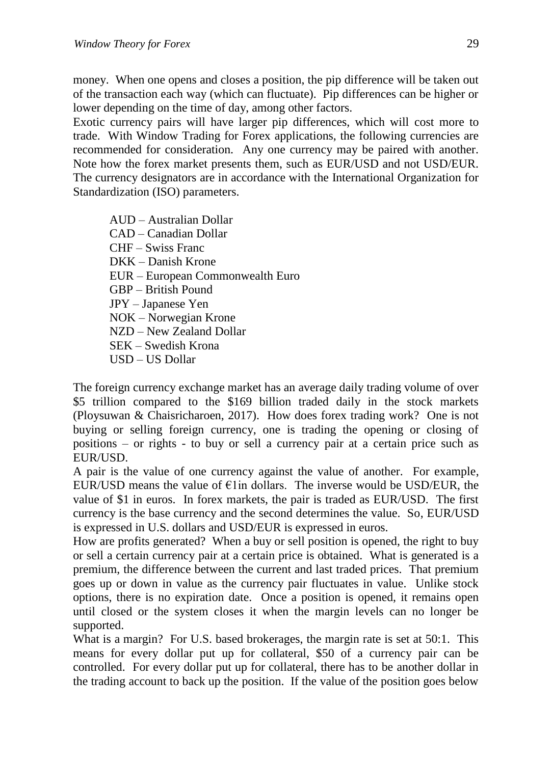money. When one opens and closes a position, the pip difference will be taken out of the transaction each way (which can fluctuate). Pip differences can be higher or lower depending on the time of day, among other factors.

Exotic currency pairs will have larger pip differences, which will cost more to trade. With Window Trading for Forex applications, the following currencies are recommended for consideration. Any one currency may be paired with another. Note how the forex market presents them, such as EUR/USD and not USD/EUR. The currency designators are in accordance with the International Organization for Standardization (ISO) parameters.

AUD – Australian Dollar
CAD – Canadian Dollar
CHF – Swiss Franc
DKK – Danish Krone
EUR – European Commonwealth Euro
GBP – British Pound
JPY – Japanese Yen
NOK – Norwegian Krone
NZD – New Zealand Dollar
SEK – Swedish Krona
USD – US Dollar

The foreign currency exchange market has an average daily trading volume of over $5 trillion compared to the $169 billion traded daily in the stock markets (Ploysuwan & Chaisricharoen, 2017). How does forex trading work? One is not buying or selling foreign currency, one is trading the opening or closing of positions – or rights - to buy or sell a currency pair at a certain price such as EUR/USD.

A pair is the value of one currency against the value of another. For example, EUR/USD means the value of €1in dollars. The inverse would be USD/EUR, the value of $1 in euros. In forex markets, the pair is traded as EUR/USD. The first currency is the base currency and the second determines the value. So, EUR/USD is expressed in U.S. dollars and USD/EUR is expressed in euros.

How are profits generated? When a buy or sell position is opened, the right to buy or sell a certain currency pair at a certain price is obtained. What is generated is a premium, the difference between the current and last traded prices. That premium goes up or down in value as the currency pair fluctuates in value. Unlike stock options, there is no expiration date. Once a position is opened, it remains open until closed or the system closes it when the margin levels can no longer be supported.

What is a margin? For U.S. based brokerages, the margin rate is set at 50:1. This means for every dollar put up for collateral, $50 of a currency pair can be controlled. For every dollar put up for collateral, there has to be another dollar in the trading account to back up the position. If the value of the position goes below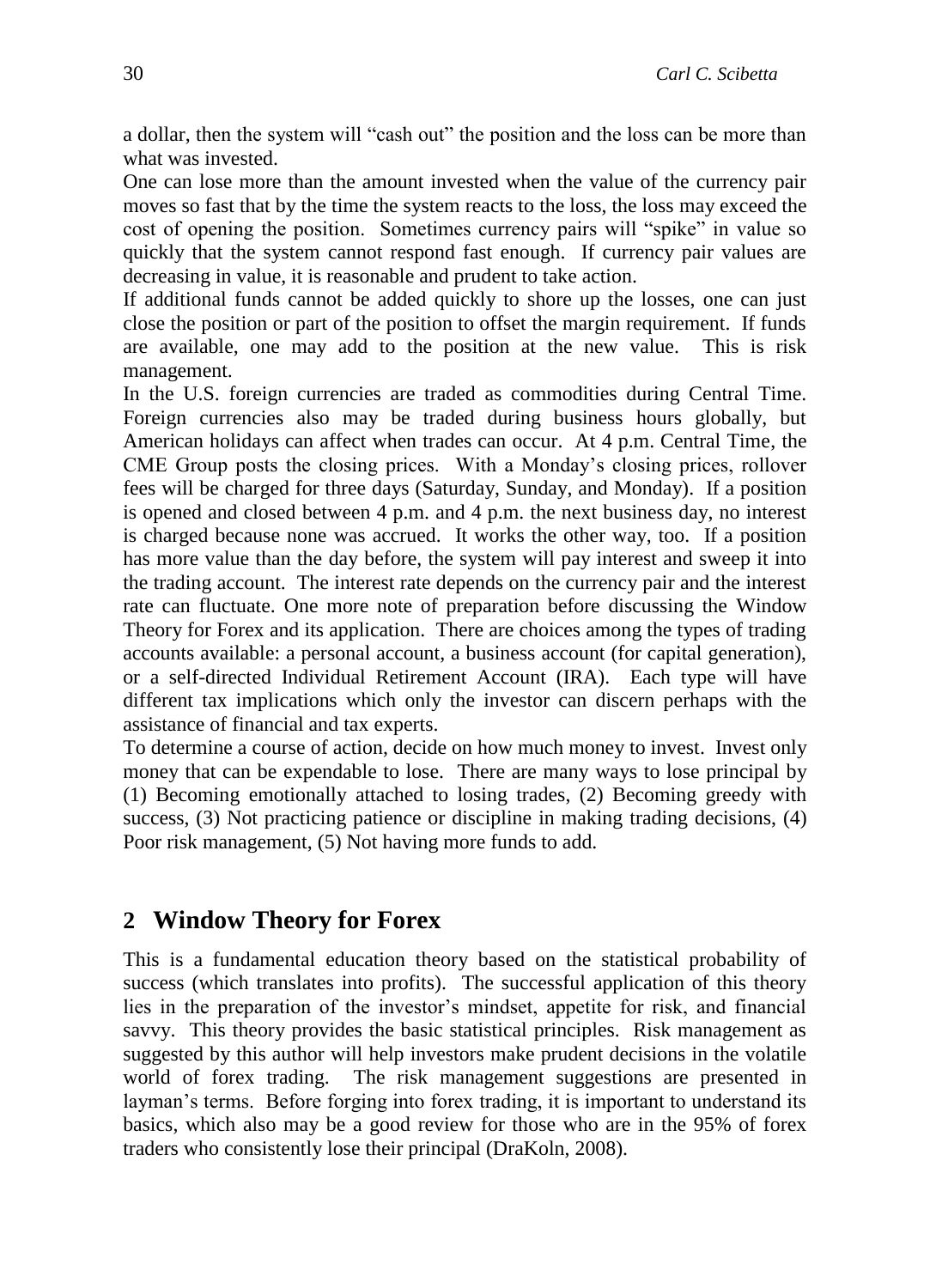a dollar, then the system will "cash out" the position and the loss can be more than what was invested.

One can lose more than the amount invested when the value of the currency pair moves so fast that by the time the system reacts to the loss, the loss may exceed the cost of opening the position. Sometimes currency pairs will "spike" in value so quickly that the system cannot respond fast enough. If currency pair values are decreasing in value, it is reasonable and prudent to take action.

If additional funds cannot be added quickly to shore up the losses, one can just close the position or part of the position to offset the margin requirement. If funds are available, one may add to the position at the new value. This is risk management.

In the U.S. foreign currencies are traded as commodities during Central Time. Foreign currencies also may be traded during business hours globally, but American holidays can affect when trades can occur. At 4 p.m. Central Time, the CME Group posts the closing prices. With a Monday's closing prices, rollover fees will be charged for three days (Saturday, Sunday, and Monday). If a position is opened and closed between 4 p.m. and 4 p.m. the next business day, no interest is charged because none was accrued. It works the other way, too. If a position has more value than the day before, the system will pay interest and sweep it into the trading account. The interest rate depends on the currency pair and the interest rate can fluctuate. One more note of preparation before discussing the Window Theory for Forex and its application. There are choices among the types of trading accounts available: a personal account, a business account (for capital generation), or a self-directed Individual Retirement Account (IRA). Each type will have different tax implications which only the investor can discern perhaps with the assistance of financial and tax experts.

To determine a course of action, decide on how much money to invest. Invest only money that can be expendable to lose. There are many ways to lose principal by (1) Becoming emotionally attached to losing trades, (2) Becoming greedy with success, (3) Not practicing patience or discipline in making trading decisions, (4) Poor risk management, (5) Not having more funds to add.

## 2 Window Theory for Forex

This is a fundamental education theory based on the statistical probability of success (which translates into profits). The successful application of this theory lies in the preparation of the investor's mindset, appetite for risk, and financial savvy. This theory provides the basic statistical principles. Risk management as suggested by this author will help investors make prudent decisions in the volatile world of forex trading. The risk management suggestions are presented in layman's terms. Before forging into forex trading, it is important to understand its basics, which also may be a good review for those who are in the 95% of forex traders who consistently lose their principal (DraKoln, 2008).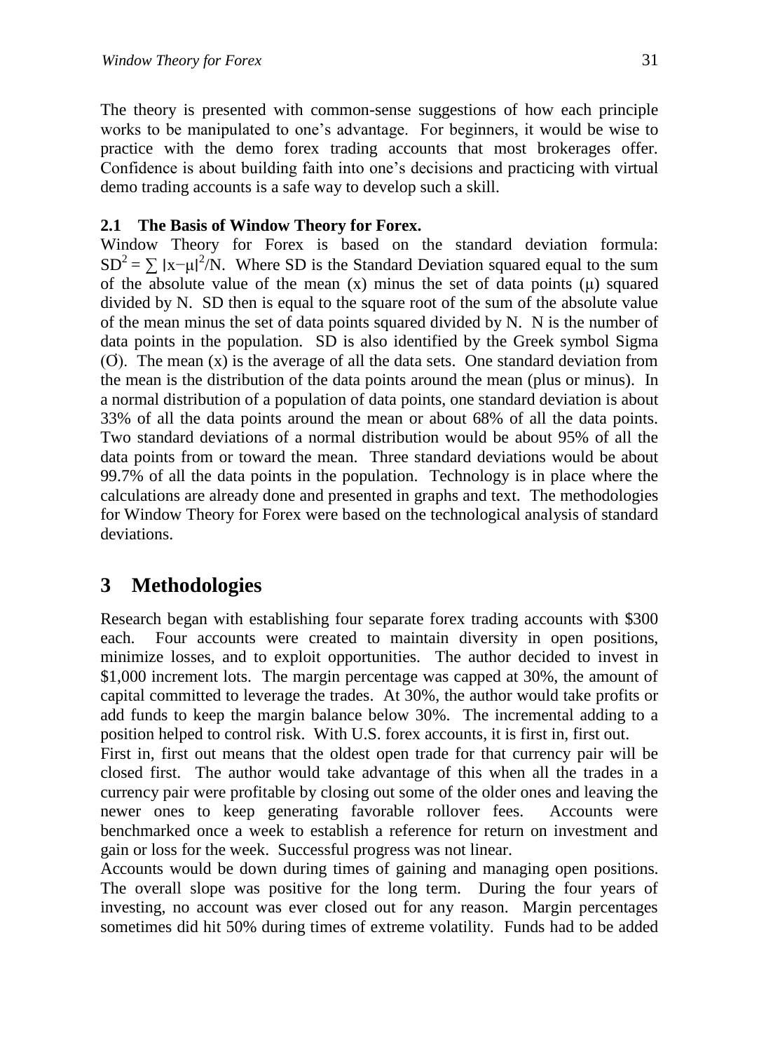The theory is presented with common-sense suggestions of how each principle works to be manipulated to one's advantage. For beginners, it would be wise to practice with the demo forex trading accounts that most brokerages offer. Confidence is about building faith into one's decisions and practicing with virtual demo trading accounts is a safe way to develop such a skill.

### 2.1 The Basis of Window Theory for Forex.

Window Theory for Forex is based on the standard deviation formula: $SD^2 = \sum |x - \mu|^2/N$. Where SD is the Standard Deviation squared equal to the sum of the absolute value of the mean (x) minus the set of data points (μ) squared divided by N. SD then is equal to the square root of the sum of the absolute value of the mean minus the set of data points squared divided by N. N is the number of data points in the population. SD is also identified by the Greek symbol Sigma (Ơ). The mean (x) is the average of all the data sets. One standard deviation from the mean is the distribution of the data points around the mean (plus or minus). In a normal distribution of a population of data points, one standard deviation is about 33% of all the data points around the mean or about 68% of all the data points. Two standard deviations of a normal distribution would be about 95% of all the data points from or toward the mean. Three standard deviations would be about 99.7% of all the data points in the population. Technology is in place where the calculations are already done and presented in graphs and text. The methodologies for Window Theory for Forex were based on the technological analysis of standard deviations.

# 3 Methodologies

Research began with establishing four separate forex trading accounts with $300 each. Four accounts were created to maintain diversity in open positions, minimize losses, and to exploit opportunities. The author decided to invest in $1,000 increment lots. The margin percentage was capped at 30%, the amount of capital committed to leverage the trades. At 30%, the author would take profits or add funds to keep the margin balance below 30%. The incremental adding to a position helped to control risk. With U.S. forex accounts, it is first in, first out.

First in, first out means that the oldest open trade for that currency pair will be closed first. The author would take advantage of this when all the trades in a currency pair were profitable by closing out some of the older ones and leaving the newer ones to keep generating favorable rollover fees. Accounts were benchmarked once a week to establish a reference for return on investment and gain or loss for the week. Successful progress was not linear.

Accounts would be down during times of gaining and managing open positions. The overall slope was positive for the long term. During the four years of investing, no account was ever closed out for any reason. Margin percentages sometimes did hit 50% during times of extreme volatility. Funds had to be added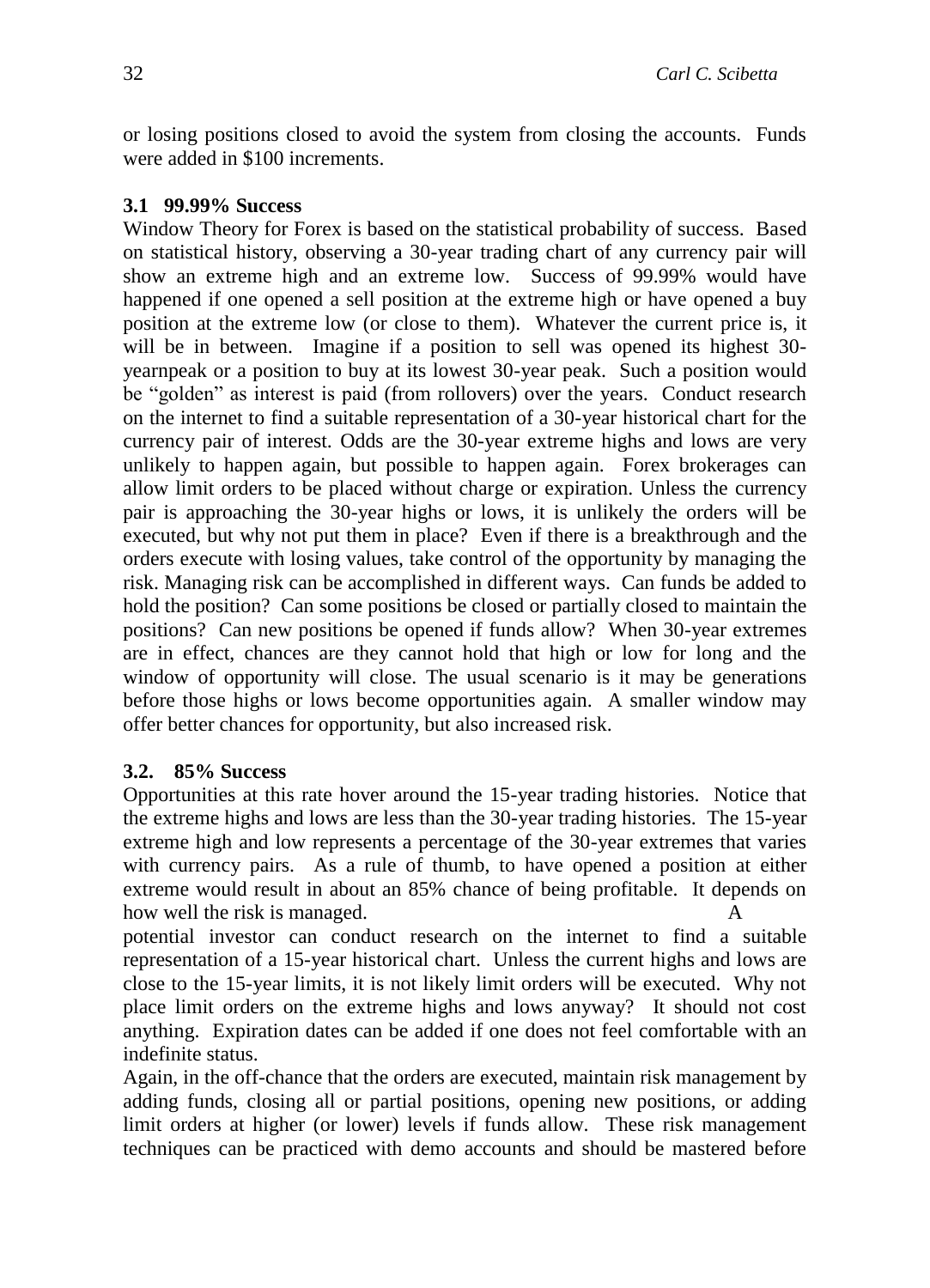or losing positions closed to avoid the system from closing the accounts. Funds were added in $100 increments.

### 3.1 99.99% Success

Window Theory for Forex is based on the statistical probability of success. Based on statistical history, observing a 30-year trading chart of any currency pair will show an extreme high and an extreme low. Success of 99.99% would have happened if one opened a sell position at the extreme high or have opened a buy position at the extreme low (or close to them). Whatever the current price is, it will be in between. Imagine if a position to sell was opened its highest 30-yearnpeak or a position to buy at its lowest 30-year peak. Such a position would be "golden" as interest is paid (from rollovers) over the years. Conduct research on the internet to find a suitable representation of a 30-year historical chart for the currency pair of interest. Odds are the 30-year extreme highs and lows are very unlikely to happen again, but possible to happen again. Forex brokerages can allow limit orders to be placed without charge or expiration. Unless the currency pair is approaching the 30-year highs or lows, it is unlikely the orders will be executed, but why not put them in place? Even if there is a breakthrough and the orders execute with losing values, take control of the opportunity by managing the risk. Managing risk can be accomplished in different ways. Can funds be added to hold the position? Can some positions be closed or partially closed to maintain the positions? Can new positions be opened if funds allow? When 30-year extremes are in effect, chances are they cannot hold that high or low for long and the window of opportunity will close. The usual scenario is it may be generations before those highs or lows become opportunities again. A smaller window may offer better chances for opportunity, but also increased risk.

### 3.2. 85% Success

Opportunities at this rate hover around the 15-year trading histories. Notice that the extreme highs and lows are less than the 30-year trading histories. The 15-year extreme high and low represents a percentage of the 30-year extremes that varies with currency pairs. As a rule of thumb, to have opened a position at either extreme would result in about an 85% chance of being profitable. It depends on how well the risk is managed. A potential investor can conduct research on the internet to find a suitable representation of a 15-year historical chart. Unless the current highs and lows are close to the 15-year limits, it is not likely limit orders will be executed. Why not place limit orders on the extreme highs and lows anyway? It should not cost anything. Expiration dates can be added if one does not feel comfortable with an indefinite status.

Again, in the off-chance that the orders are executed, maintain risk management by adding funds, closing all or partial positions, opening new positions, or adding limit orders at higher (or lower) levels if funds allow. These risk management techniques can be practiced with demo accounts and should be mastered before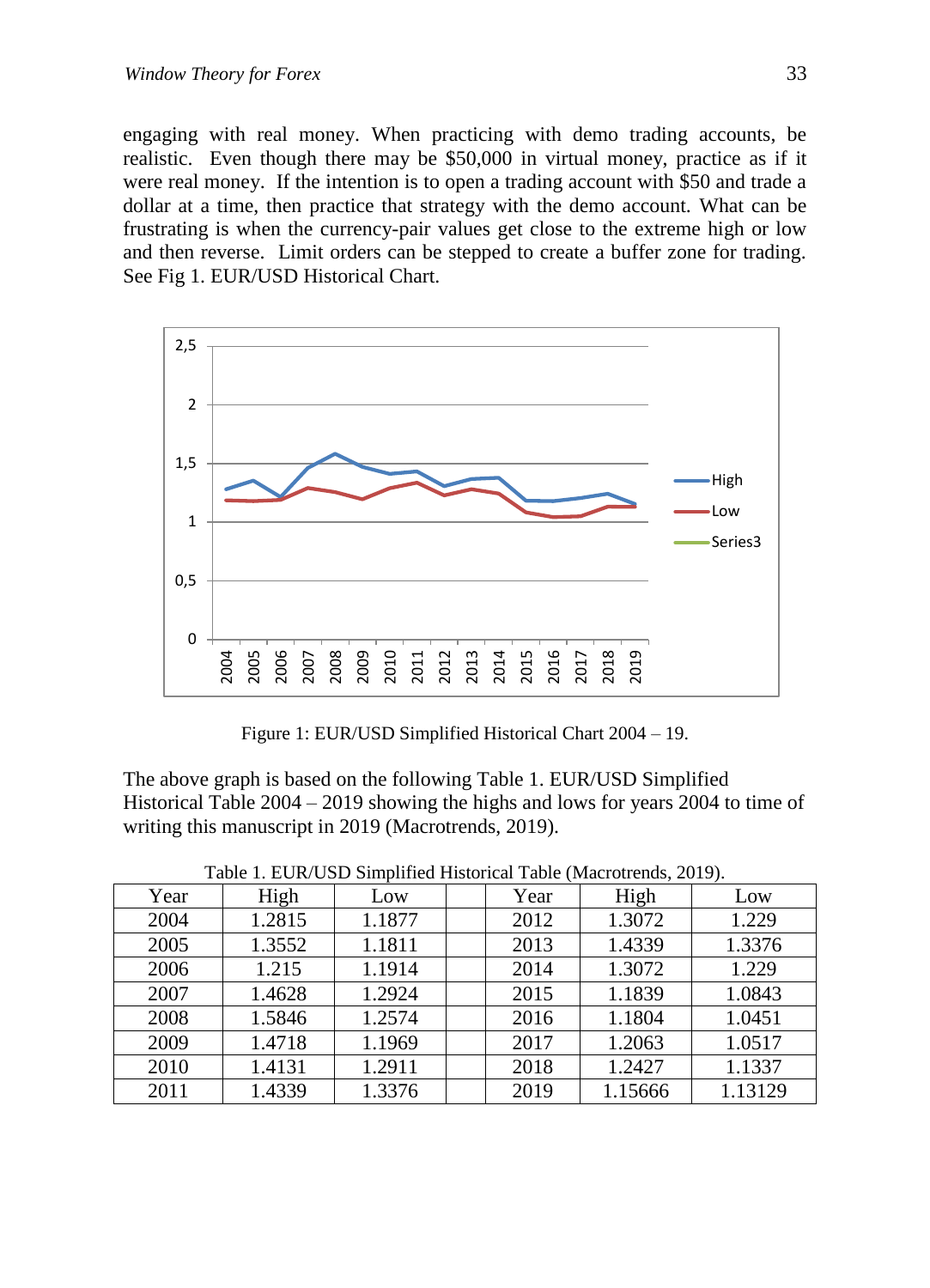engaging with real money. When practicing with demo trading accounts, be realistic. Even though there may be $50,000 in virtual money, practice as if it were real money. If the intention is to open a trading account with $50 and trade a dollar at a time, then practice that strategy with the demo account. What can be frustrating is when the currency-pair values get close to the extreme high or low and then reverse. Limit orders can be stepped to create a buffer zone for trading. See Fig 1. EUR/USD Historical Chart.

2,5
2
1,5
1
0,5
0

2004
2005
2006
2007
2008
2009
2010
2011
2012
2013
2014
2015
2016
2017
2018
2019

High
Low
Series3

Figure 1: EUR/USD Simplified Historical Chart 2004 – 19.

The above graph is based on the following Table 1. EUR/USD Simplified Historical Table 2004 – 2019 showing the highs and lows for years 2004 to time of writing this manuscript in 2019 (Macrotrends, 2019).

Table 1. EUR/USD Simplified Historical Table (Macrotrends, 2019).

| Year | High | Low | | Year | High | Low |
|---|---|---|---|---|---|---|
| 2004 | 1.2815 | 1.1877 | | 2012 | 1.3072 | 1.229 |
| 2005 | 1.3552 | 1.1811 | | 2013 | 1.4339 | 1.3376 |
| 2006 | 1.215 | 1.1914 | | 2014 | 1.3072 | 1.229 |
| 2007 | 1.4628 | 1.2924 | | 2015 | 1.1839 | 1.0843 |
| 2008 | 1.5846 | 1.2574 | | 2016 | 1.1804 | 1.0451 |
| 2009 | 1.4718 | 1.1969 | | 2017 | 1.2063 | 1.0517 |
| 2010 | 1.4131 | 1.2911 | | 2018 | 1.2427 | 1.1337 |
| 2011 | 1.4339 | 1.3376 | | 2019 | 1.15666 | 1.13129 |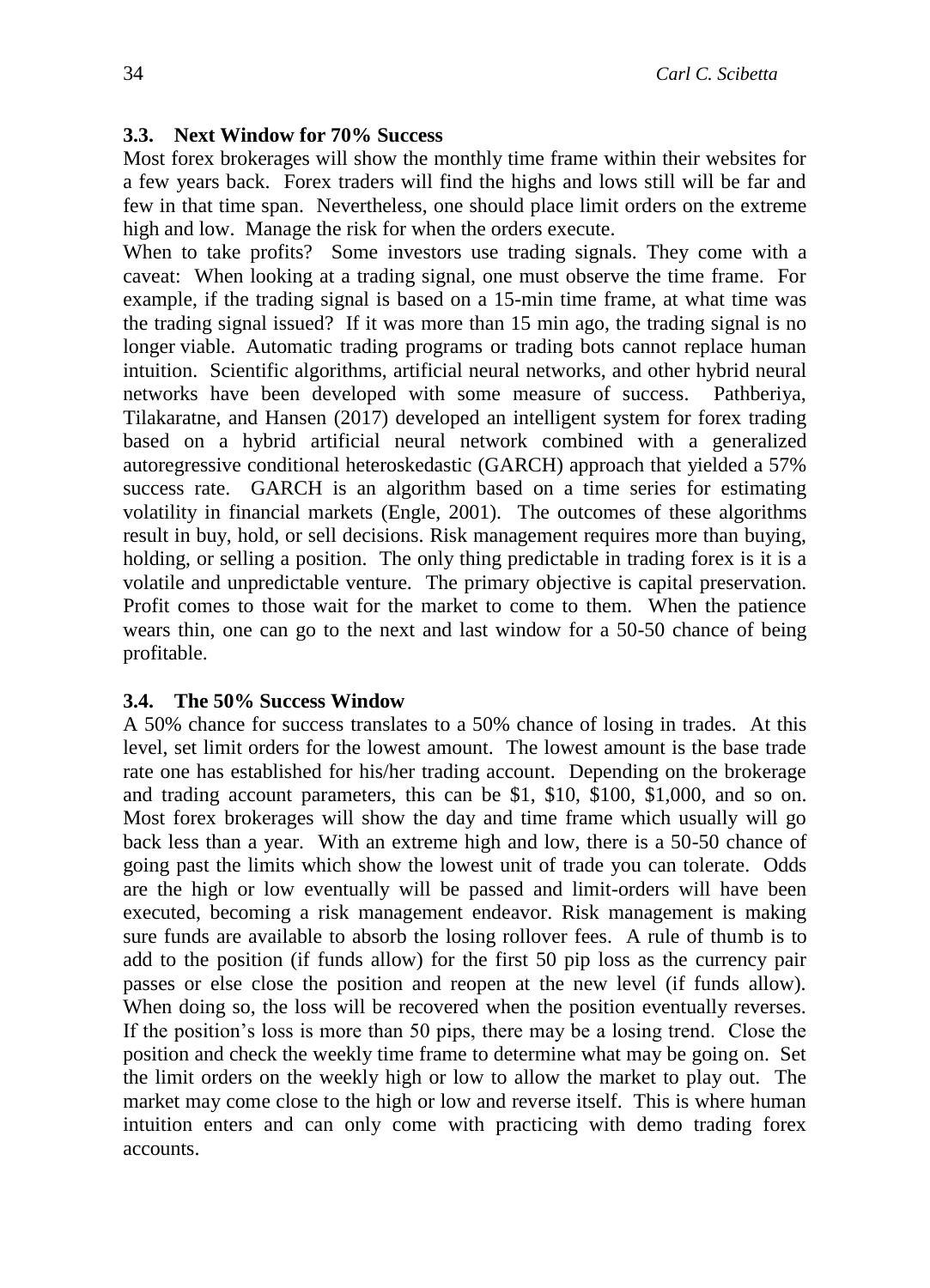### 3.3. Next Window for 70% Success

Most forex brokerages will show the monthly time frame within their websites for a few years back. Forex traders will find the highs and lows still will be far and few in that time span. Nevertheless, one should place limit orders on the extreme high and low. Manage the risk for when the orders execute.

When to take profits? Some investors use trading signals. They come with a caveat: When looking at a trading signal, one must observe the time frame. For example, if the trading signal is based on a 15-min time frame, at what time was the trading signal issued? If it was more than 15 min ago, the trading signal is no longer viable. Automatic trading programs or trading bots cannot replace human intuition. Scientific algorithms, artificial neural networks, and other hybrid neural networks have been developed with some measure of success. Pathberiya, Tilakaratne, and Hansen (2017) developed an intelligent system for forex trading based on a hybrid artificial neural network combined with a generalized autoregressive conditional heteroskedastic (GARCH) approach that yielded a 57% success rate. GARCH is an algorithm based on a time series for estimating volatility in financial markets (Engle, 2001). The outcomes of these algorithms result in buy, hold, or sell decisions. Risk management requires more than buying, holding, or selling a position. The only thing predictable in trading forex is it is a volatile and unpredictable venture. The primary objective is capital preservation. Profit comes to those wait for the market to come to them. When the patience wears thin, one can go to the next and last window for a 50-50 chance of being profitable.

### 3.4. The 50% Success Window

A 50% chance for success translates to a 50% chance of losing in trades. At this level, set limit orders for the lowest amount. The lowest amount is the base trade rate one has established for his/her trading account. Depending on the brokerage and trading account parameters, this can be $1, $10, $100, $1,000, and so on. Most forex brokerages will show the day and time frame which usually will go back less than a year. With an extreme high and low, there is a 50-50 chance of going past the limits which show the lowest unit of trade you can tolerate. Odds are the high or low eventually will be passed and limit-orders will have been executed, becoming a risk management endeavor. Risk management is making sure funds are available to absorb the losing rollover fees. A rule of thumb is to add to the position (if funds allow) for the first 50 pip loss as the currency pair passes or else close the position and reopen at the new level (if funds allow). When doing so, the loss will be recovered when the position eventually reverses. If the position's loss is more than 50 pips, there may be a losing trend. Close the position and check the weekly time frame to determine what may be going on. Set the limit orders on the weekly high or low to allow the market to play out. The market may come close to the high or low and reverse itself. This is where human intuition enters and can only come with practicing with demo trading forex accounts.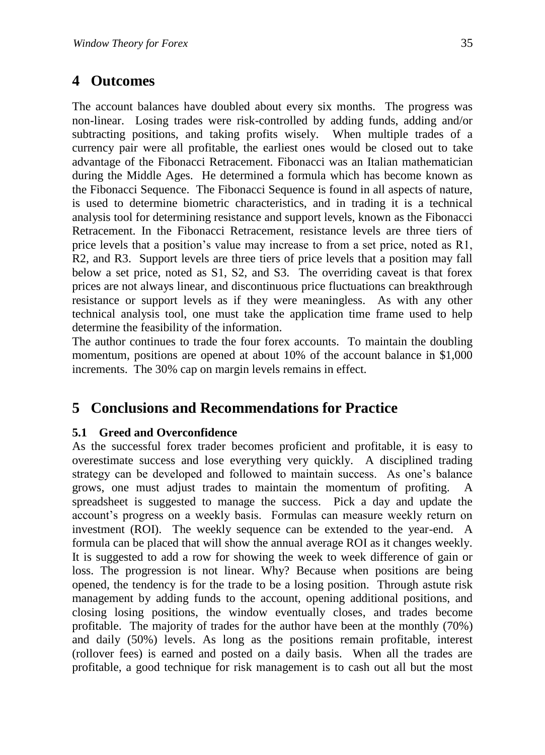## 4 Outcomes

The account balances have doubled about every six months. The progress was non-linear. Losing trades were risk-controlled by adding funds, adding and/or subtracting positions, and taking profits wisely. When multiple trades of a currency pair were all profitable, the earliest ones would be closed out to take advantage of the Fibonacci Retracement. Fibonacci was an Italian mathematician during the Middle Ages. He determined a formula which has become known as the Fibonacci Sequence. The Fibonacci Sequence is found in all aspects of nature, is used to determine biometric characteristics, and in trading it is a technical analysis tool for determining resistance and support levels, known as the Fibonacci Retracement. In the Fibonacci Retracement, resistance levels are three tiers of price levels that a position's value may increase to from a set price, noted as R1, R2, and R3. Support levels are three tiers of price levels that a position may fall below a set price, noted as S1, S2, and S3. The overriding caveat is that forex prices are not always linear, and discontinuous price fluctuations can breakthrough resistance or support levels as if they were meaningless. As with any other technical analysis tool, one must take the application time frame used to help determine the feasibility of the information.

The author continues to trade the four forex accounts. To maintain the doubling momentum, positions are opened at about 10% of the account balance in $1,000 increments. The 30% cap on margin levels remains in effect.

## 5 Conclusions and Recommendations for Practice

### 5.1 Greed and Overconfidence

As the successful forex trader becomes proficient and profitable, it is easy to overestimate success and lose everything very quickly. A disciplined trading strategy can be developed and followed to maintain success. As one's balance grows, one must adjust trades to maintain the momentum of profiting. A spreadsheet is suggested to manage the success. Pick a day and update the account's progress on a weekly basis. Formulas can measure weekly return on investment (ROI). The weekly sequence can be extended to the year-end. A formula can be placed that will show the annual average ROI as it changes weekly. It is suggested to add a row for showing the week to week difference of gain or loss. The progression is not linear. Why? Because when positions are being opened, the tendency is for the trade to be a losing position. Through astute risk management by adding funds to the account, opening additional positions, and closing losing positions, the window eventually closes, and trades become profitable. The majority of trades for the author have been at the monthly (70%) and daily (50%) levels. As long as the positions remain profitable, interest (rollover fees) is earned and posted on a daily basis. When all the trades are profitable, a good technique for risk management is to cash out all but the most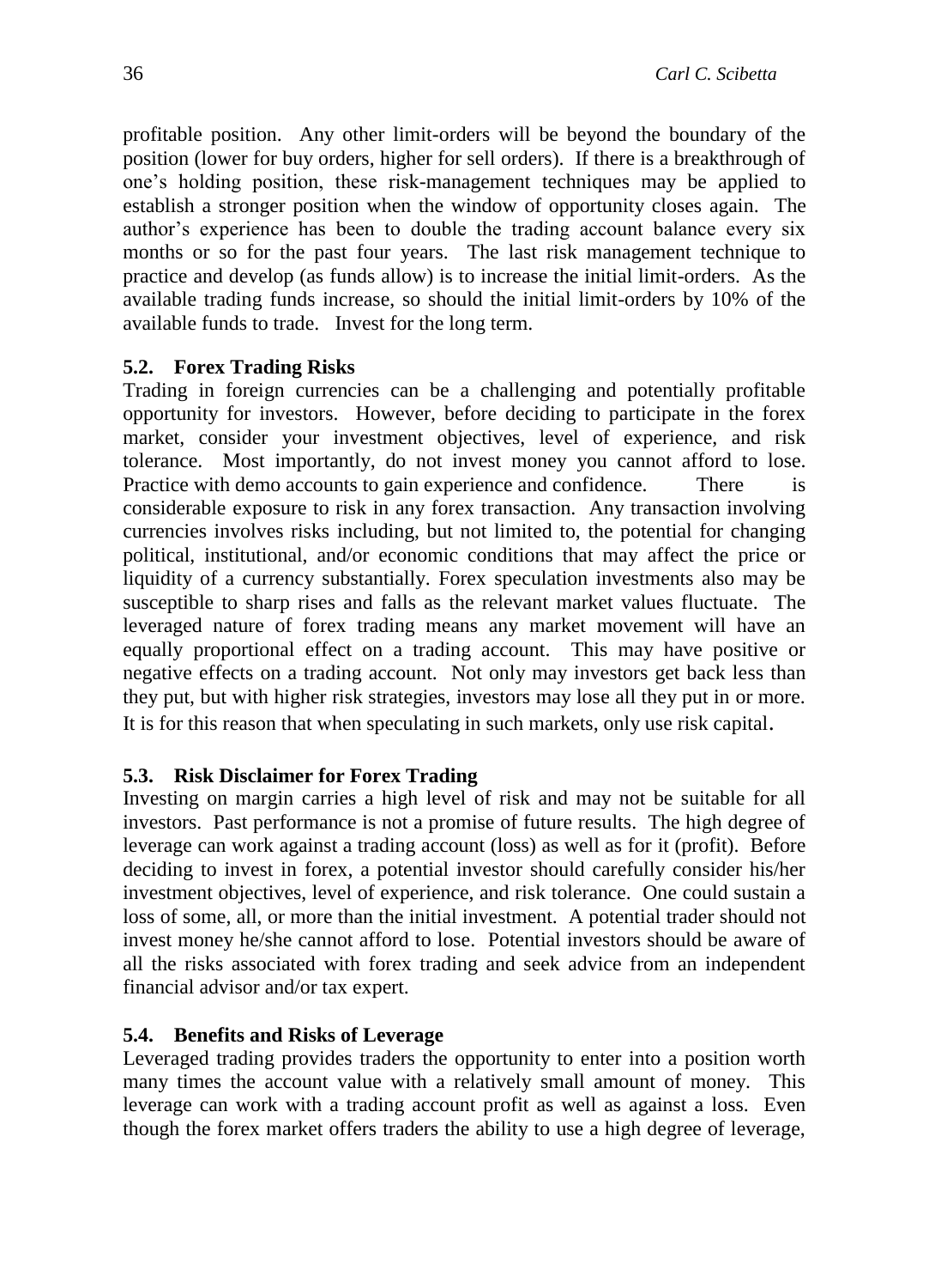profitable position. Any other limit-orders will be beyond the boundary of the position (lower for buy orders, higher for sell orders). If there is a breakthrough of one's holding position, these risk-management techniques may be applied to establish a stronger position when the window of opportunity closes again. The author's experience has been to double the trading account balance every six months or so for the past four years. The last risk management technique to practice and develop (as funds allow) is to increase the initial limit-orders. As the available trading funds increase, so should the initial limit-orders by 10% of the available funds to trade. Invest for the long term.

### 5.2. Forex Trading Risks

Trading in foreign currencies can be a challenging and potentially profitable opportunity for investors. However, before deciding to participate in the forex market, consider your investment objectives, level of experience, and risk tolerance. Most importantly, do not invest money you cannot afford to lose. Practice with demo accounts to gain experience and confidence. There is considerable exposure to risk in any forex transaction. Any transaction involving currencies involves risks including, but not limited to, the potential for changing political, institutional, and/or economic conditions that may affect the price or liquidity of a currency substantially. Forex speculation investments also may be susceptible to sharp rises and falls as the relevant market values fluctuate. The leveraged nature of forex trading means any market movement will have an equally proportional effect on a trading account. This may have positive or negative effects on a trading account. Not only may investors get back less than they put, but with higher risk strategies, investors may lose all they put in or more. It is for this reason that when speculating in such markets, only use risk capital.

### 5.3. Risk Disclaimer for Forex Trading

Investing on margin carries a high level of risk and may not be suitable for all investors. Past performance is not a promise of future results. The high degree of leverage can work against a trading account (loss) as well as for it (profit). Before deciding to invest in forex, a potential investor should carefully consider his/her investment objectives, level of experience, and risk tolerance. One could sustain a loss of some, all, or more than the initial investment. A potential trader should not invest money he/she cannot afford to lose. Potential investors should be aware of all the risks associated with forex trading and seek advice from an independent financial advisor and/or tax expert.

### 5.4. Benefits and Risks of Leverage

Leveraged trading provides traders the opportunity to enter into a position worth many times the account value with a relatively small amount of money. This leverage can work with a trading account profit as well as against a loss. Even though the forex market offers traders the ability to use a high degree of leverage,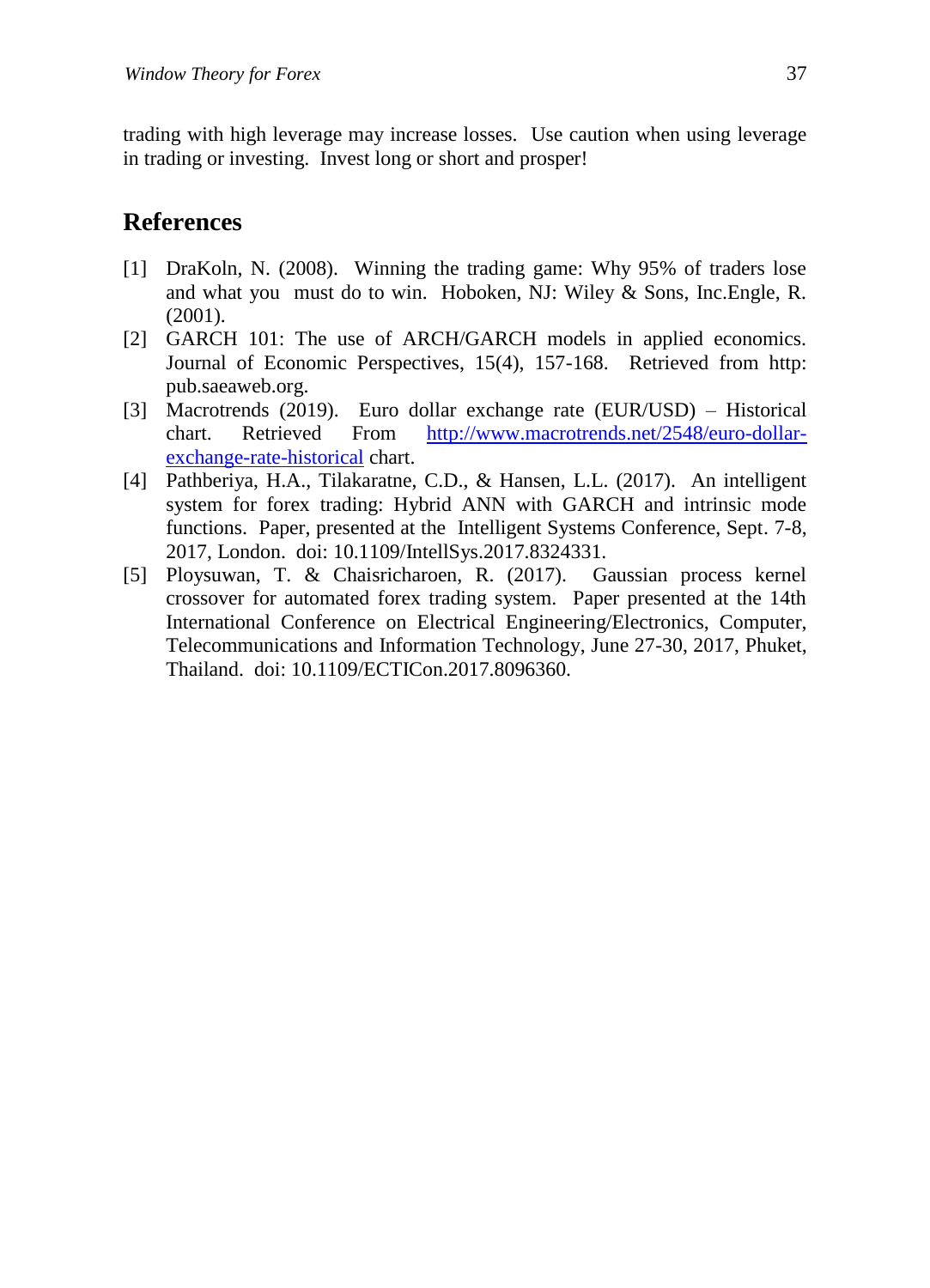trading with high leverage may increase losses. Use caution when using leverage in trading or investing. Invest long or short and prosper!

## References

[1] DraKoln, N. (2008). Winning the trading game: Why 95% of traders lose and what you must do to win. Hoboken, NJ: Wiley & Sons, Inc.Engle, R. (2001).

[2] GARCH 101: The use of ARCH/GARCH models in applied economics. Journal of Economic Perspectives, 15(4), 157-168. Retrieved from http: pub.saeaweb.org.

[3] Macrotrends (2019). Euro dollar exchange rate (EUR/USD) – Historical chart. Retrieved From http://www.macrotrends.net/2548/euro-dollar-exchange-rate-historical chart.

[4] Pathberiya, H.A., Tilakaratne, C.D., & Hansen, L.L. (2017). An intelligent system for forex trading: Hybrid ANN with GARCH and intrinsic mode functions. Paper, presented at the Intelligent Systems Conference, Sept. 7-8, 2017, London. doi: 10.1109/IntellSys.2017.8324331.

[5] Ploysuwan, T. & Chaisricharoen, R. (2017). Gaussian process kernel crossover for automated forex trading system. Paper presented at the 14th International Conference on Electrical Engineering/Electronics, Computer, Telecommunications and Information Technology, June 27-30, 2017, Phuket, Thailand. doi: 10.1109/ECTICon.2017.8096360.